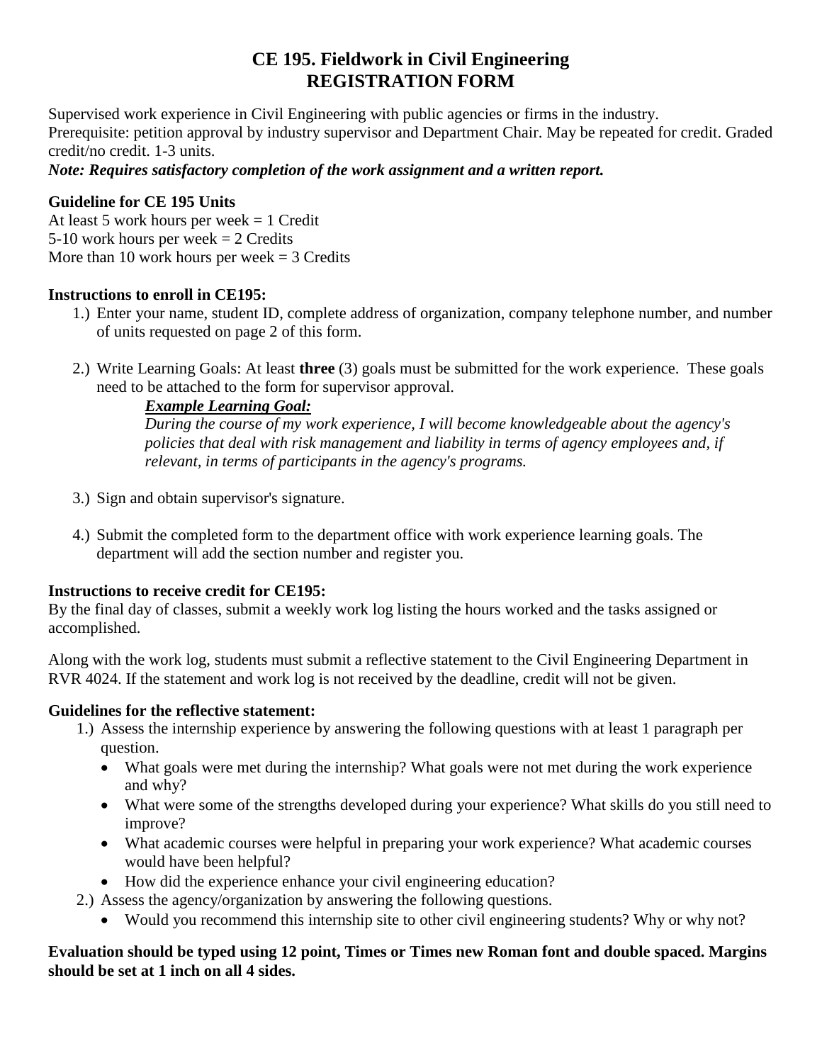# CE 195. Fieldwork in Civil Engineering
# REGISTRATION FORM

Supervised work experience in Civil Engineering with public agencies or firms in the industry.
Prerequisite: petition approval by industry supervisor and Department Chair. May be repeated for credit. Graded credit/no credit. 1-3 units.
***Note: Requires satisfactory completion of the work assignment and a written report.***

**Guideline for CE 195 Units**
At least 5 work hours per week = 1 Credit
5-10 work hours per week = 2 Credits
More than 10 work hours per week = 3 Credits

**Instructions to enroll in CE195:**

1.) Enter your name, student ID, complete address of organization, company telephone number, and number of units requested on page 2 of this form.

2.) Write Learning Goals: At least **three** (3) goals must be submitted for the work experience. These goals need to be attached to the form for supervisor approval.

    ***Example Learning Goal:***
    *During the course of my work experience, I will become knowledgeable about the agency's policies that deal with risk management and liability in terms of agency employees and, if relevant, in terms of participants in the agency's programs.*

3.) Sign and obtain supervisor's signature.

4.) Submit the completed form to the department office with work experience learning goals. The department will add the section number and register you.

**Instructions to receive credit for CE195:**
By the final day of classes, submit a weekly work log listing the hours worked and the tasks assigned or accomplished.

Along with the work log, students must submit a reflective statement to the Civil Engineering Department in RVR 4024. If the statement and work log is not received by the deadline, credit will not be given.

**Guidelines for the reflective statement:**

1.) Assess the internship experience by answering the following questions with at least 1 paragraph per question.
    - What goals were met during the internship? What goals were not met during the work experience and why?
    - What were some of the strengths developed during your experience? What skills do you still need to improve?
    - What academic courses were helpful in preparing your work experience? What academic courses would have been helpful?
    - How did the experience enhance your civil engineering education?

2.) Assess the agency/organization by answering the following questions.
    - Would you recommend this internship site to other civil engineering students? Why or why not?

**Evaluation should be typed using 12 point, Times or Times new Roman font and double spaced. Margins should be set at 1 inch on all 4 sides.**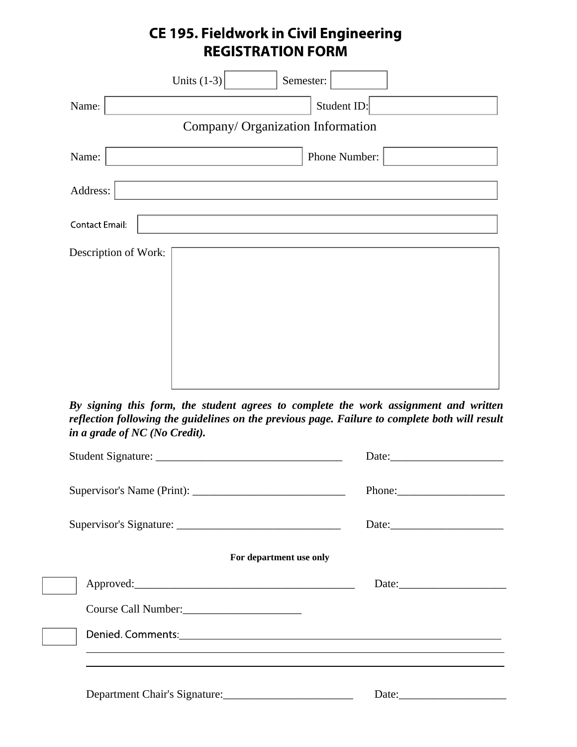# CE 195. Fieldwork in Civil Engineering
## REGISTRATION FORM

Units (1-3) ________ Semester: ________

Name: ______________________________ Student ID: ____________________

### Company/ Organization Information

Name: ______________________________ Phone Number: ____________________

Address: ____________________________________________________________

Contact Email: _______________________________________________________

Description of Work:

*By signing this form, the student agrees to complete the work assignment and written reflection following the guidelines on the previous page. Failure to complete both will result in a grade of NC (No Credit).*

Student Signature: _________________________________ Date:____________________

Supervisor's Name (Print): ___________________________ Phone:___________________

Supervisor's Signature: _____________________________ Date:____________________

**For department use only**

☐ Approved:_______________________________________ Date:___________________

Course Call Number:_____________________

☐ Denied. Comments:_____________________________________________________________

________________________________________________________________________________

________________________________________________________________________________

Department Chair's Signature:_______________________ Date:___________________